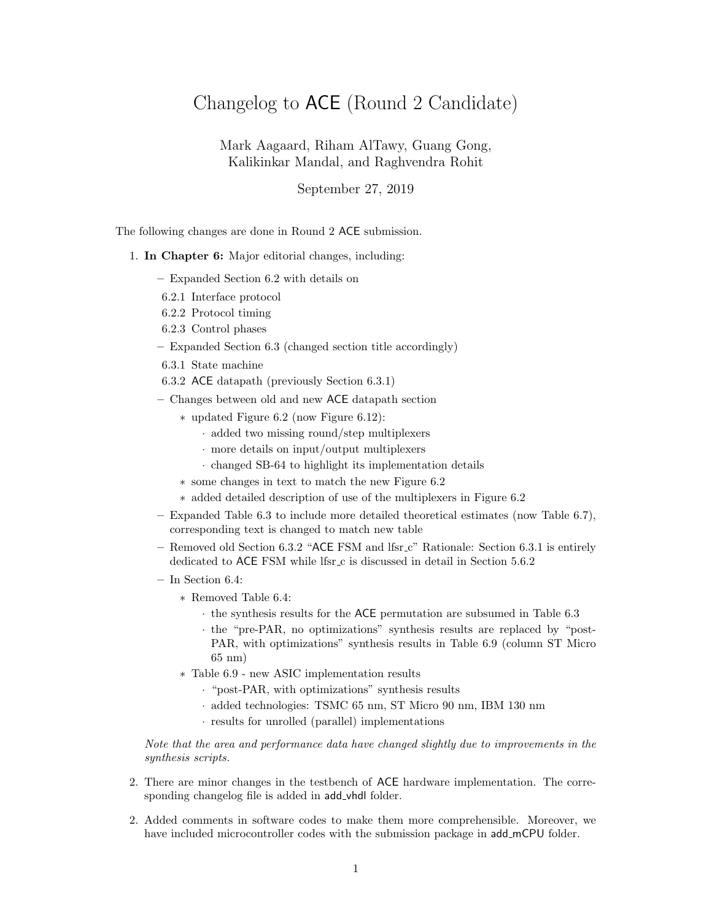# Changelog to ACE (Round 2 Candidate)

Mark Aagaard, Riham AlTawy, Guang Gong,
Kalikinkar Mandal, and Raghvendra Rohit

September 27, 2019

The following changes are done in Round 2 ACE submission.

1. **In Chapter 6:** Major editorial changes, including:

   – Expanded Section 6.2 with details on

     6.2.1 Interface protocol

     6.2.2 Protocol timing

     6.2.3 Control phases

   – Expanded Section 6.3 (changed section title accordingly)

     6.3.1 State machine

     6.3.2 ACE datapath (previously Section 6.3.1)

   – Changes between old and new ACE datapath section

     * updated Figure 6.2 (now Figure 6.12):
       · added two missing round/step multiplexers
       · more details on input/output multiplexers
       · changed SB-64 to highlight its implementation details
     * some changes in text to match the new Figure 6.2
     * added detailed description of use of the multiplexers in Figure 6.2

   – Expanded Table 6.3 to include more detailed theoretical estimates (now Table 6.7), corresponding text is changed to match new table

   – Removed old Section 6.3.2 "ACE FSM and lfsr_c" Rationale: Section 6.3.1 is entirely dedicated to ACE FSM while lfsr_c is discussed in detail in Section 5.6.2

   – In Section 6.4:

     * Removed Table 6.4:
       · the synthesis results for the ACE permutation are subsumed in Table 6.3
       · the "pre-PAR, no optimizations" synthesis results are replaced by "post-PAR, with optimizations" synthesis results in Table 6.9 (column ST Micro 65 nm)
     * Table 6.9 - new ASIC implementation results
       · "post-PAR, with optimizations" synthesis results
       · added technologies: TSMC 65 nm, ST Micro 90 nm, IBM 130 nm
       · results for unrolled (parallel) implementations

   *Note that the area and performance data have changed slightly due to improvements in the synthesis scripts.*

2. There are minor changes in the testbench of ACE hardware implementation. The corresponding changelog file is added in add_vhdl folder.

2. Added comments in software codes to make them more comprehensible. Moreover, we have included microcontroller codes with the submission package in add_mCPU folder.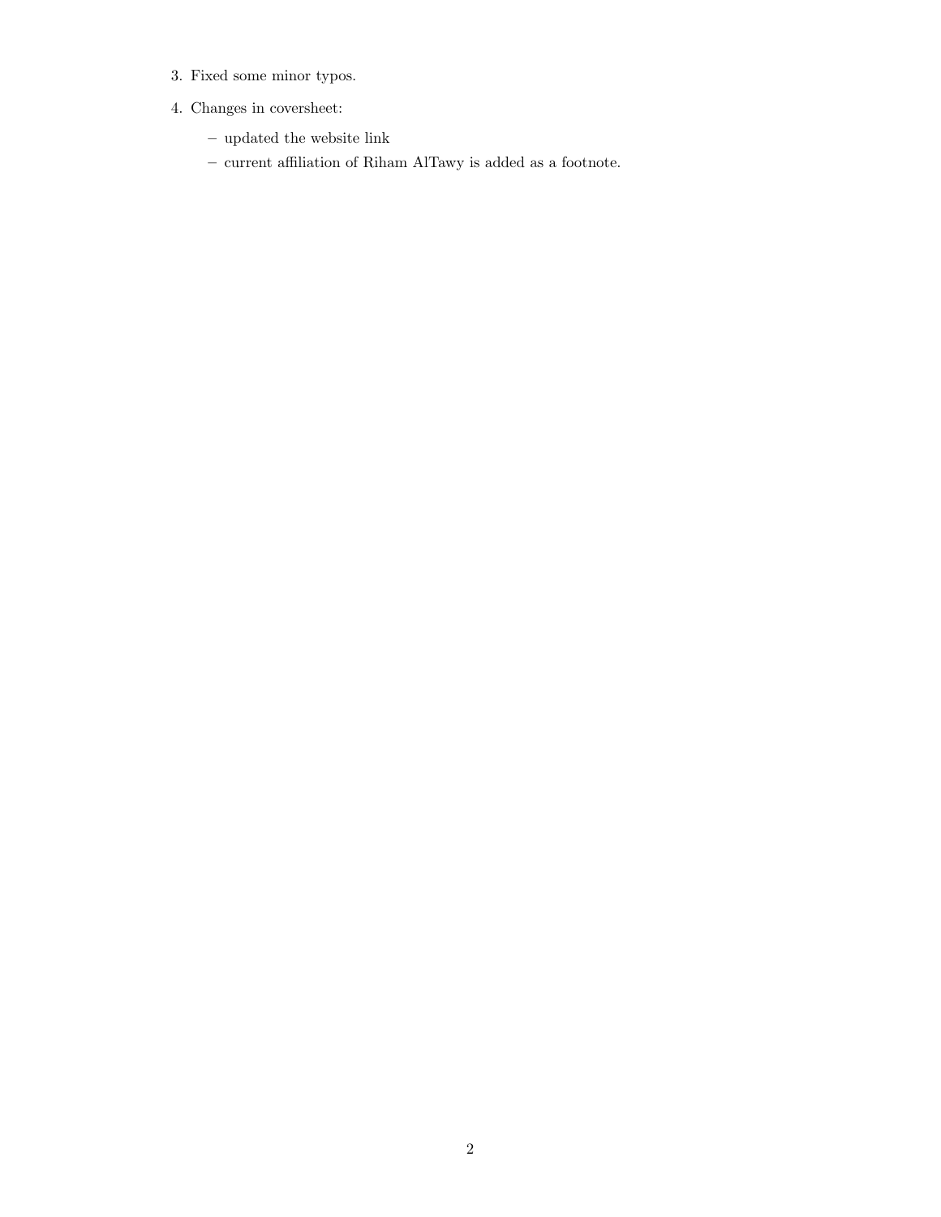3. Fixed some minor typos.
4. Changes in coversheet:
   - updated the website link
   - current affiliation of Riham AlTawy is added as a footnote.